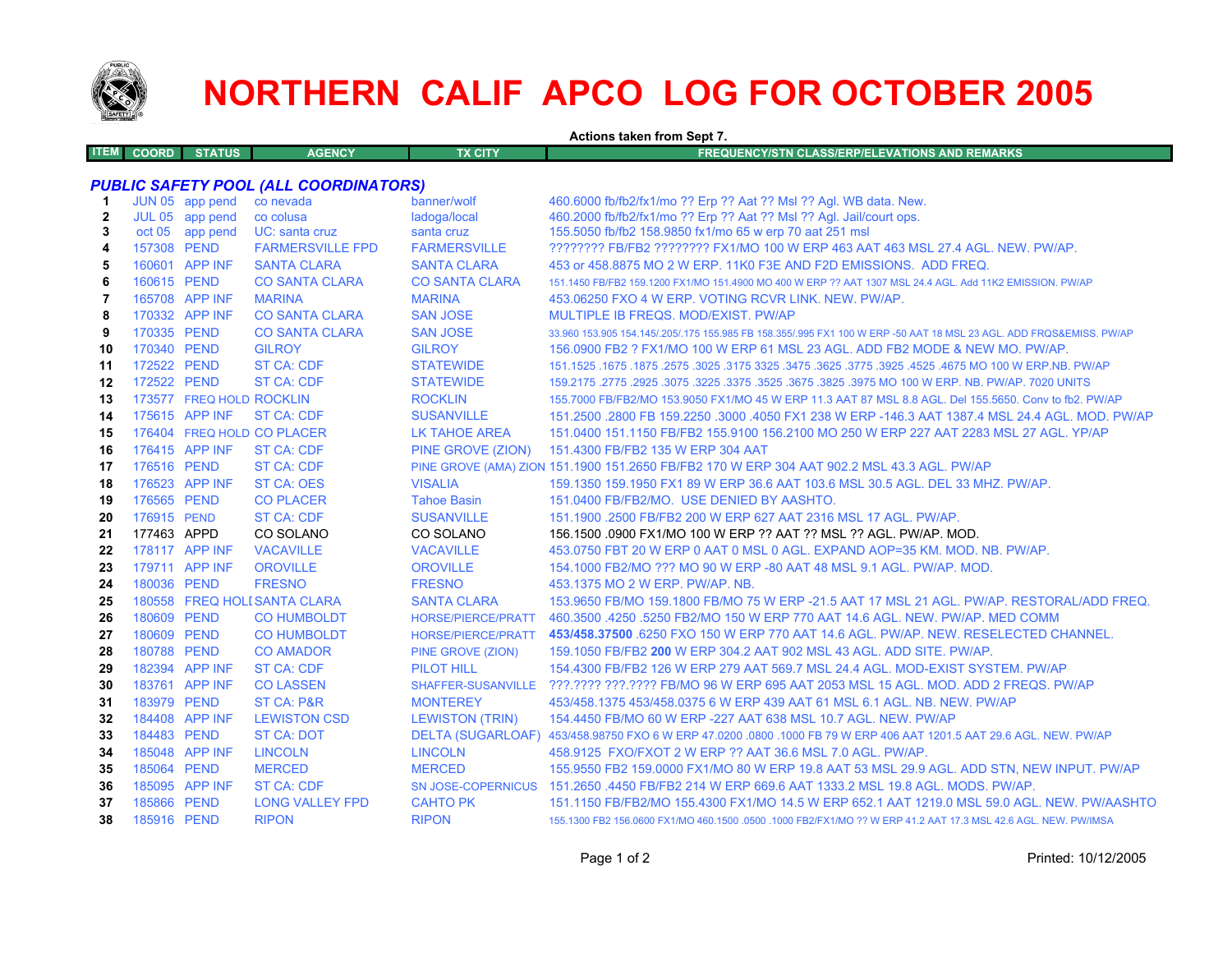# NORTHERN CALIF APCO LOG FOR OCTOBER 2005

Actions taken from Sept 7.

| ITEM | COORD | STATUS | AGENCY | TX CITY | FREQUENCY/STN CLASS/ERP/ELEVATIONS AND REMARKS |
|---|---|---|---|---|---|
| | | | ***PUBLIC SAFETY POOL (ALL COORDINATORS)*** | | |
| 1 | JUN 05 | app pend | co nevada | banner/wolf | 460.6000 fb/fb2/fx1/mo ?? Erp ?? Aat ?? Msl ?? Agl. WB data. New. |
| 2 | JUL 05 | app pend | co colusa | ladoga/local | 460.2000 fb/fb2/fx1/mo ?? Erp ?? Aat ?? Msl ?? Agl. Jail/court ops. |
| 3 | oct 05 | app pend | UC: santa cruz | santa cruz | 155.5050 fb/fb2 158.9850 fx1/mo 65 w erp 70 aat 251 msl |
| 4 | 157308 | PEND | FARMERSVILLE FPD | FARMERSVILLE | ???????? FB/FB2 ???????? FX1/MO 100 W ERP 463 AAT 463 MSL 27.4 AGL. NEW. PW/AP. |
| 5 | 160601 | APP INF | SANTA CLARA | SANTA CLARA | 453 or 458.8875 MO 2 W ERP. 11K0 F3E AND F2D EMISSIONS. ADD FREQ. |
| 6 | 160615 | PEND | CO SANTA CLARA | CO SANTA CLARA | 151.1450 FB/FB2 159.1200 FX1/MO 151.4900 MO 400 W ERP ?? AAT 1307 MSL 24.4 AGL. Add 11K2 EMISSION. PW/AP |
| 7 | 165708 | APP INF | MARINA | MARINA | 453.06250 FXO 4 W ERP. VOTING RCVR LINK. NEW. PW/AP. |
| 8 | 170332 | APP INF | CO SANTA CLARA | SAN JOSE | MULTIPLE IB FREQS. MOD/EXIST. PW/AP |
| 9 | 170335 | PEND | CO SANTA CLARA | SAN JOSE | 33.960 153.905 154.145/.205/.175 155.985 FB 158.355/.995 FX1 100 W ERP -50 AAT 18 MSL 23 AGL. ADD FRQS&EMISS. PW/AP |
| 10 | 170340 | PEND | GILROY | GILROY | 156.0900 FB2 ? FX1/MO 100 W ERP 61 MSL 23 AGL. ADD FB2 MODE & NEW MO. PW/AP. |
| 11 | 172522 | PEND | ST CA: CDF | STATEWIDE | 151.1525 .1675 .1875 .2575 .3025 .3175 3325 .3475 .3625 .3775 .3925 .4525 .4675 MO 100 W ERP.NB. PW/AP |
| 12 | 172522 | PEND | ST CA: CDF | STATEWIDE | 159.2175 .2775 .2925 .3075 .3225 .3375 .3525 .3675 .3825 .3975 MO 100 W ERP. NB. PW/AP. 7020 UNITS |
| 13 | 173577 | FREQ HOLD | ROCKLIN | ROCKLIN | 155.7000 FB/FB2/MO 153.9050 FX1/MO 45 W ERP 11.3 AAT 87 MSL 8.8 AGL. Del 155.5650. Conv to fb2. PW/AP |
| 14 | 175615 | APP INF | ST CA: CDF | SUSANVILLE | 151.2500 .2800 FB 159.2250 .3000 .4050 FX1 238 W ERP -146.3 AAT 1387.4 MSL 24.4 AGL. MOD. PW/AP |
| 15 | 176404 | FREQ HOLD | CO PLACER | LK TAHOE AREA | 151.0400 151.1150 FB/FB2 155.9100 156.2100 MO 250 W ERP 227 AAT 2283 MSL 27 AGL. YP/AP |
| 16 | 176415 | APP INF | ST CA: CDF | PINE GROVE (ZION) | 151.4300 FB/FB2 135 W ERP 304 AAT |
| 17 | 176516 | PEND | ST CA: CDF | PINE GROVE (AMA) ZION | 151.1900 151.2650 FB/FB2 170 W ERP 304 AAT 902.2 MSL 43.3 AGL. PW/AP |
| 18 | 176523 | APP INF | ST CA: OES | VISALIA | 159.1350 159.1950 FX1 89 W ERP 36.6 AAT 103.6 MSL 30.5 AGL. DEL 33 MHZ. PW/AP. |
| 19 | 176565 | PEND | CO PLACER | Tahoe Basin | 151.0400 FB/FB2/MO. USE DENIED BY AASHTO. |
| 20 | 176915 | PEND | ST CA: CDF | SUSANVILLE | 151.1900 .2500 FB/FB2 200 W ERP 627 AAT 2316 MSL 17 AGL. PW/AP. |
| 21 | 177463 | APPD | CO SOLANO | CO SOLANO | 156.1500 .0900 FX1/MO 100 W ERP ?? AAT ?? MSL ?? AGL. PW/AP. MOD. |
| 22 | 178117 | APP INF | VACAVILLE | VACAVILLE | 453.0750 FBT 20 W ERP 0 AAT 0 MSL 0 AGL. EXPAND AOP=35 KM. MOD. NB. PW/AP. |
| 23 | 179711 | APP INF | OROVILLE | OROVILLE | 154.1000 FB2/MO ??? MO 90 W ERP -80 AAT 48 MSL 9.1 AGL. PW/AP. MOD. |
| 24 | 180036 | PEND | FRESNO | FRESNO | 453.1375 MO 2 W ERP. PW/AP. NB. |
| 25 | 180558 | FREQ HOLD | SANTA CLARA | SANTA CLARA | 153.9650 FB/MO 159.1800 FB/MO 75 W ERP -21.5 AAT 17 MSL 21 AGL. PW/AP. RESTORAL/ADD FREQ. |
| 26 | 180609 | PEND | CO HUMBOLDT | HORSE/PIERCE/PRATT | 460.3500 .4250 .5250 FB2/MO 150 W ERP 770 AAT 14.6 AGL. NEW. PW/AP. MED COMM |
| 27 | 180609 | PEND | CO HUMBOLDT | HORSE/PIERCE/PRATT | **453/458.37500** .6250 FXO 150 W ERP 770 AAT 14.6 AGL. PW/AP. NEW. RESELECTED CHANNEL. |
| 28 | 180788 | PEND | CO AMADOR | PINE GROVE (ZION) | 159.1050 FB/FB2 **200** W ERP 304.2 AAT 902 MSL 43 AGL. ADD SITE. PW/AP. |
| 29 | 182394 | APP INF | ST CA: CDF | PILOT HILL | 154.4300 FB/FB2 126 W ERP 279 AAT 569.7 MSL 24.4 AGL. MOD-EXIST SYSTEM. PW/AP |
| 30 | 183761 | APP INF | CO LASSEN | SHAFFER-SUSANVILLE | ???.???? ???.???? FB/MO 96 W ERP 695 AAT 2053 MSL 15 AGL. MOD. ADD 2 FREQS. PW/AP |
| 31 | 183979 | PEND | ST CA: P&R | MONTEREY | 453/458.1375 453/458.0375 6 W ERP 439 AAT 61 MSL 6.1 AGL. NB. NEW. PW/AP |
| 32 | 184408 | APP INF | LEWISTON CSD | LEWISTON (TRIN) | 154.4450 FB/MO 60 W ERP -227 AAT 638 MSL 10.7 AGL. NEW. PW/AP |
| 33 | 184483 | PEND | ST CA: DOT | DELTA (SUGARLOAF) | 453/458.98750 FXO 6 W ERP 47.0200 .0800 .1000 FB 79 W ERP 406 AAT 1201.5 AAT 29.6 AGL. NEW. PW/AP |
| 34 | 185048 | APP INF | LINCOLN | LINCOLN | 458.9125 FXO/FXOT 2 W ERP ?? AAT 36.6 MSL 7.0 AGL. PW/AP. |
| 35 | 185064 | PEND | MERCED | MERCED | 155.9550 FB2 159.0000 FX1/MO 80 W ERP 19.8 AAT 53 MSL 29.9 AGL. ADD STN, NEW INPUT. PW/AP |
| 36 | 185095 | APP INF | ST CA: CDF | SN JOSE-COPERNICUS | 151.2650 .4450 FB/FB2 214 W ERP 669.6 AAT 1333.2 MSL 19.8 AGL. MODS. PW/AP. |
| 37 | 185866 | PEND | LONG VALLEY FPD | CAHTO PK | 151.1150 FB/FB2/MO 155.4300 FX1/MO 14.5 W ERP 652.1 AAT 1219.0 MSL 59.0 AGL. NEW. PW/AASHTO |
| 38 | 185916 | PEND | RIPON | RIPON | 155.1300 FB2 156.0600 FX1/MO 460.1500 .0500 .1000 FB2/FX1/MO ?? W ERP 41.2 AAT 17.3 MSL 42.6 AGL. NEW. PW/IMSA |

Printed: 10/12/2005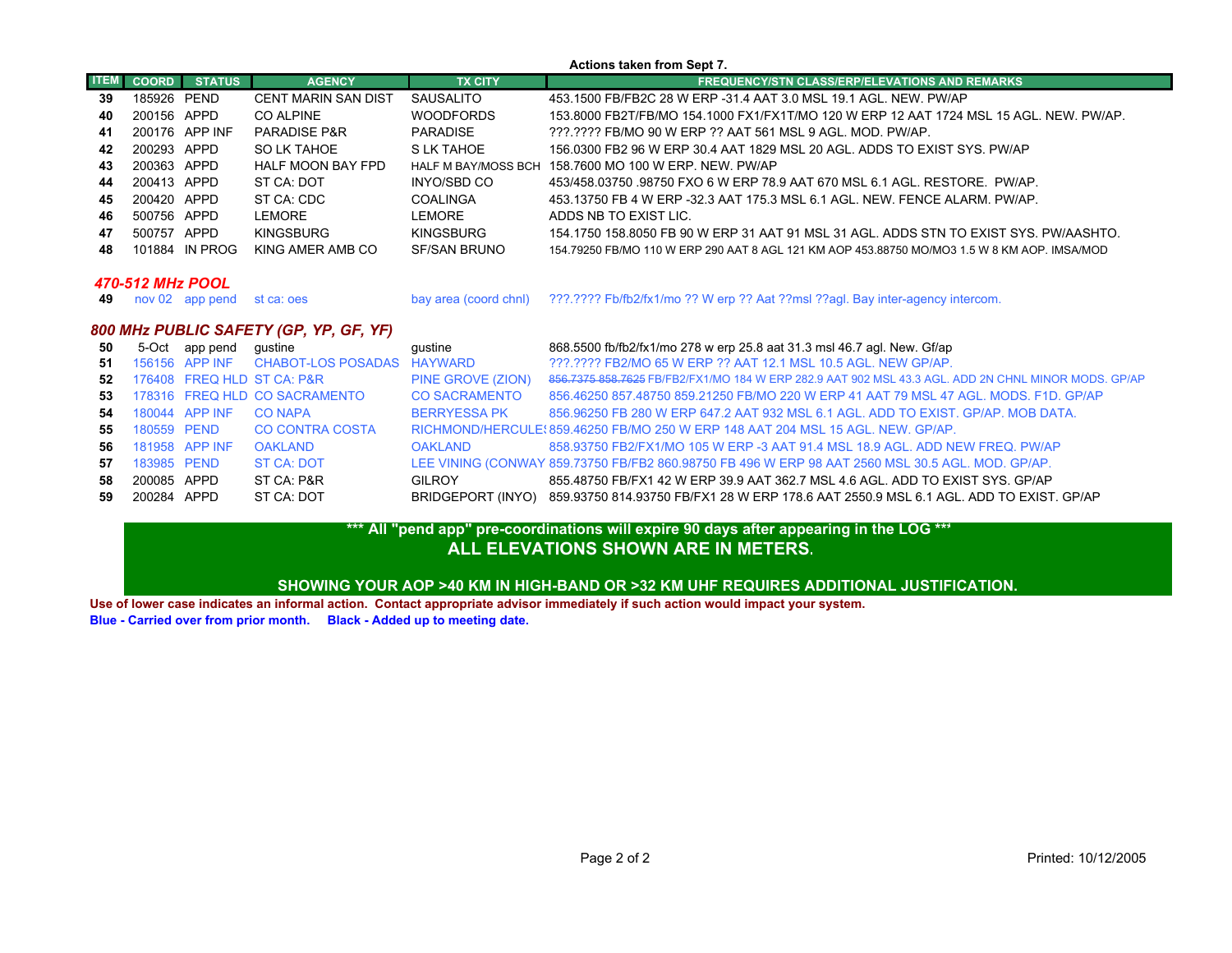Actions taken from Sept 7.

| ITEM | COORD | STATUS | AGENCY | TX CITY | FREQUENCY/STN CLASS/ERP/ELEVATIONS AND REMARKS |
|---|---|---|---|---|---|
| 39 | 185926 | PEND | CENT MARIN SAN DIST | SAUSALITO | 453.1500 FB/FB2C 28 W ERP -31.4 AAT 3.0 MSL 19.1 AGL. NEW. PW/AP |
| 40 | 200156 | APPD | CO ALPINE | WOODFORDS | 153.8000 FB2T/FB/MO 154.1000 FX1/FX1T/MO 120 W ERP 12 AAT 1724 MSL 15 AGL. NEW. PW/AP. |
| 41 | 200176 | APP INF | PARADISE P&R | PARADISE | ???.???? FB/MO 90 W ERP ?? AAT 561 MSL 9 AGL. MOD. PW/AP. |
| 42 | 200293 | APPD | SO LK TAHOE | S LK TAHOE | 156.0300 FB2 96 W ERP 30.4 AAT 1829 MSL 20 AGL. ADDS TO EXIST SYS. PW/AP |
| 43 | 200363 | APPD | HALF MOON BAY FPD | HALF M BAY/MOSS BCH | 158.7600 MO 100 W ERP. NEW. PW/AP |
| 44 | 200413 | APPD | ST CA: DOT | INYO/SBD CO | 453/458.03750 .98750 FXO 6 W ERP 78.9 AAT 670 MSL 6.1 AGL. RESTORE. PW/AP. |
| 45 | 200420 | APPD | ST CA: CDC | COALINGA | 453.13750 FB 4 W ERP -32.3 AAT 175.3 MSL 6.1 AGL. NEW. FENCE ALARM. PW/AP. |
| 46 | 500756 | APPD | LEMORE | LEMORE | ADDS NB TO EXIST LIC. |
| 47 | 500757 | APPD | KINGSBURG | KINGSBURG | 154.1750 158.8050 FB 90 W ERP 31 AAT 91 MSL 31 AGL. ADDS STN TO EXIST SYS. PW/AASHTO. |
| 48 | 101884 | IN PROG | KING AMER AMB CO | SF/SAN BRUNO | 154.79250 FB/MO 110 W ERP 290 AAT 8 AGL 121 KM AOP 453.88750 MO/MO3 1.5 W 8 KM AOP. IMSA/MOD |

## 470-512 MHz POOL

| ITEM | COORD | STATUS | AGENCY | TX CITY | FREQUENCY/STN CLASS/ERP/ELEVATIONS AND REMARKS |
|---|---|---|---|---|---|
| 49 | nov 02 | app pend | st ca: oes | bay area (coord chnl) | ???.???? Fb/fb2/fx1/mo ?? W erp ?? Aat ??msl ??agl. Bay inter-agency intercom. |

## 800 MHz PUBLIC SAFETY (GP, YP, GF, YF)

| ITEM | COORD | STATUS | AGENCY | TX CITY | FREQUENCY/STN CLASS/ERP/ELEVATIONS AND REMARKS |
|---|---|---|---|---|---|
| 50 | 5-Oct | app pend | gustine | gustine | 868.5500 fb/fb2/fx1/mo 278 w erp 25.8 aat 31.3 msl 46.7 agl. New. Gf/ap |
| 51 | 156156 | APP INF | CHABOT-LOS POSADAS | HAYWARD | ???.???? FB2/MO 65 W ERP ?? AAT 12.1 MSL 10.5 AGL. NEW GP/AP. |
| 52 | 176408 | FREQ HLD | ST CA: P&R | PINE GROVE (ZION) | ~~856.7375 858.7625~~ FB/FB2/FX1/MO 184 W ERP 282.9 AAT 902 MSL 43.3 AGL. ADD 2N CHNL MINOR MODS. GP/AP |
| 53 | 178316 | FREQ HLD | CO SACRAMENTO | CO SACRAMENTO | 856.46250 857.48750 859.21250 FB/MO 220 W ERP 41 AAT 79 MSL 47 AGL. MODS. F1D. GP/AP |
| 54 | 180044 | APP INF | CO NAPA | BERRYESSA PK | 856.96250 FB 280 W ERP 647.2 AAT 932 MSL 6.1 AGL. ADD TO EXIST. GP/AP. MOB DATA. |
| 55 | 180559 | PEND | CO CONTRA COSTA | RICHMOND/HERCULES | 859.46250 FB/MO 250 W ERP 148 AAT 204 MSL 15 AGL. NEW. GP/AP. |
| 56 | 181958 | APP INF | OAKLAND | OAKLAND | 858.93750 FB2/FX1/MO 105 W ERP -3 AAT 91.4 MSL 18.9 AGL. ADD NEW FREQ. PW/AP |
| 57 | 183985 | PEND | ST CA: DOT | LEE VINING (CONWAY | 859.73750 FB/FB2 860.98750 FB 496 W ERP 98 AAT 2560 MSL 30.5 AGL. MOD. GP/AP. |
| 58 | 200085 | APPD | ST CA: P&R | GILROY | 855.48750 FB/FX1 42 W ERP 39.9 AAT 362.7 MSL 4.6 AGL. ADD TO EXIST SYS. GP/AP |
| 59 | 200284 | APPD | ST CA: DOT | BRIDGEPORT (INYO) | 859.93750 814.93750 FB/FX1 28 W ERP 178.6 AAT 2550.9 MSL 6.1 AGL. ADD TO EXIST. GP/AP |

**\*\*\* All "pend app" pre-coordinations will expire 90 days after appearing in the LOG \*\*\***

**ALL ELEVATIONS SHOWN ARE IN METERS.**

**SHOWING YOUR AOP >40 KM IN HIGH-BAND OR >32 KM UHF REQUIRES ADDITIONAL JUSTIFICATION.**

**Use of lower case indicates an informal action. Contact appropriate advisor immediately if such action would impact your system.**

**Blue - Carried over from prior month. Black - Added up to meeting date.**

Printed: 10/12/2005